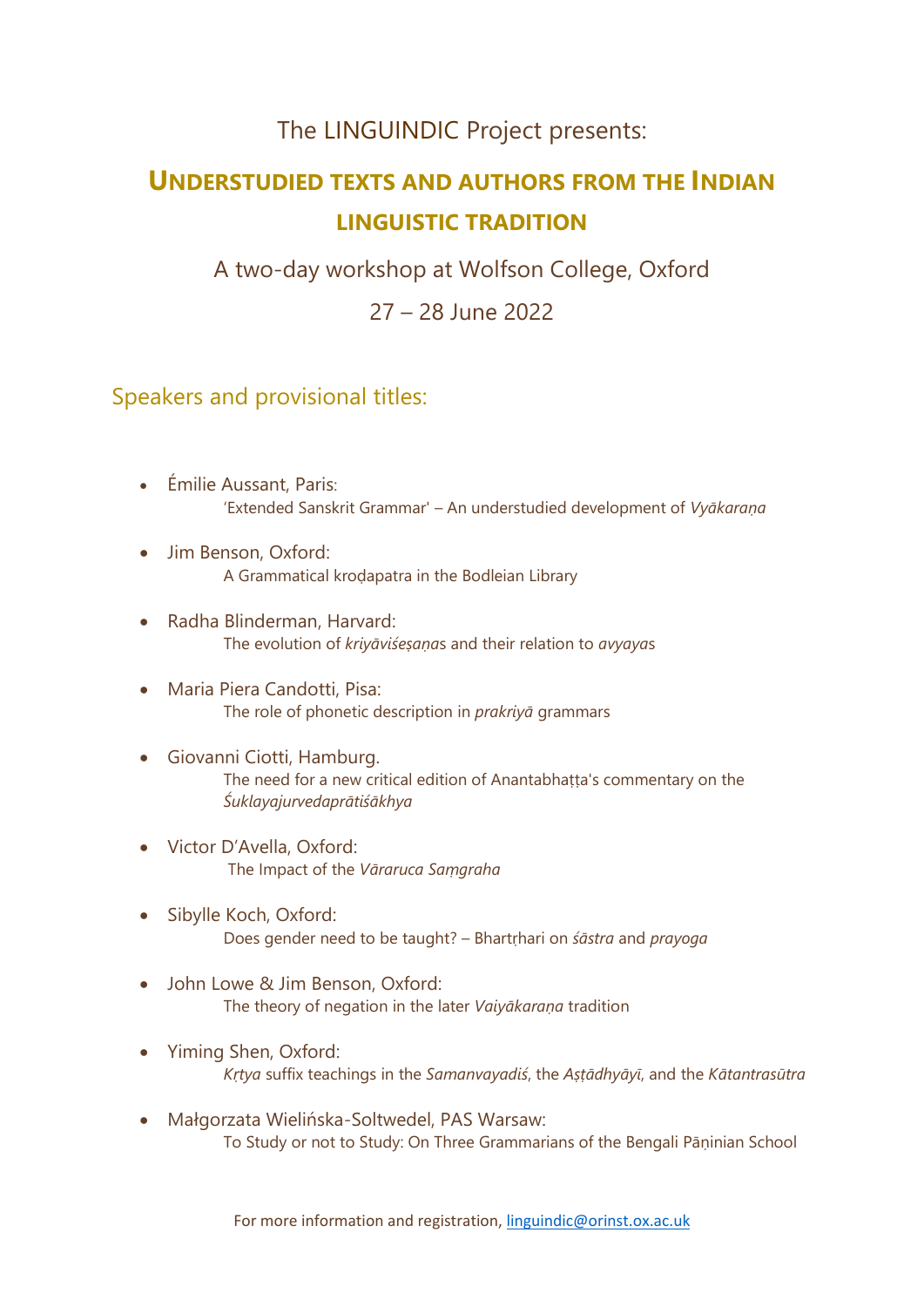The LINGUINDIC Project presents:

# UNDERSTUDIED TEXTS AND AUTHORS FROM THE INDIAN LINGUISTIC TRADITION

A two-day workshop at Wolfson College, Oxford

27 – 28 June 2022

## Speakers and provisional titles:

- Émilie Aussant, Paris:
  'Extended Sanskrit Grammar' – An understudied development of *Vyākaraṇa*
- Jim Benson, Oxford:
  A Grammatical kroḍapatra in the Bodleian Library
- Radha Blinderman, Harvard:
  The evolution of *kriyāviśeṣaṇa*s and their relation to *avyaya*s
- Maria Piera Candotti, Pisa:
  The role of phonetic description in *prakriyā* grammars
- Giovanni Ciotti, Hamburg.
  The need for a new critical edition of Anantabhaṭṭa's commentary on the *Śuklayajurvedaprātiśākhya*
- Victor D'Avella, Oxford:
  The Impact of the *Vāraruca Saṃgraha*
- Sibylle Koch, Oxford:
  Does gender need to be taught? – Bhartṛhari on *śāstra* and *prayoga*
- John Lowe & Jim Benson, Oxford:
  The theory of negation in the later *Vaiyākaraṇa* tradition
- Yiming Shen, Oxford:
  *Kṛtya* suffix teachings in the *Samanvayadiś*, the *Aṣṭādhyāyī*, and the *Kātantrasūtra*
- Małgorzata Wielińska-Soltwedel, PAS Warsaw:
  To Study or not to Study: On Three Grammarians of the Bengali Pāṇinian School

For more information and registration, linguindic@orinst.ox.ac.uk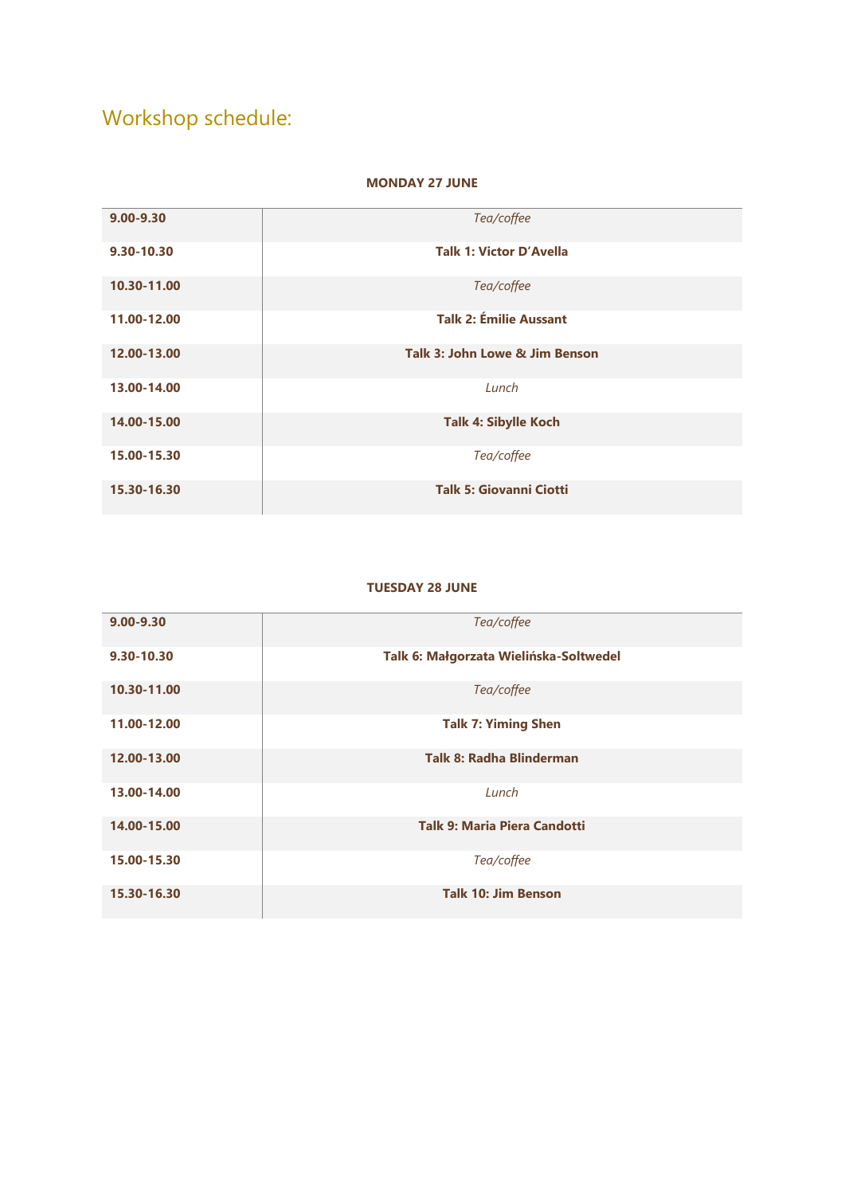# Workshop schedule:

**MONDAY 27 JUNE**

| | |
|---|---|
| **9.00-9.30** | *Tea/coffee* |
| **9.30-10.30** | **Talk 1: Victor D'Avella** |
| **10.30-11.00** | *Tea/coffee* |
| **11.00-12.00** | **Talk 2: Émilie Aussant** |
| **12.00-13.00** | **Talk 3: John Lowe & Jim Benson** |
| **13.00-14.00** | *Lunch* |
| **14.00-15.00** | **Talk 4: Sibylle Koch** |
| **15.00-15.30** | *Tea/coffee* |
| **15.30-16.30** | **Talk 5: Giovanni Ciotti** |

**TUESDAY 28 JUNE**

| | |
|---|---|
| **9.00-9.30** | *Tea/coffee* |
| **9.30-10.30** | **Talk 6: Małgorzata Wielińska-Soltwedel** |
| **10.30-11.00** | *Tea/coffee* |
| **11.00-12.00** | **Talk 7: Yiming Shen** |
| **12.00-13.00** | **Talk 8: Radha Blinderman** |
| **13.00-14.00** | *Lunch* |
| **14.00-15.00** | **Talk 9: Maria Piera Candotti** |
| **15.00-15.30** | *Tea/coffee* |
| **15.30-16.30** | **Talk 10: Jim Benson** |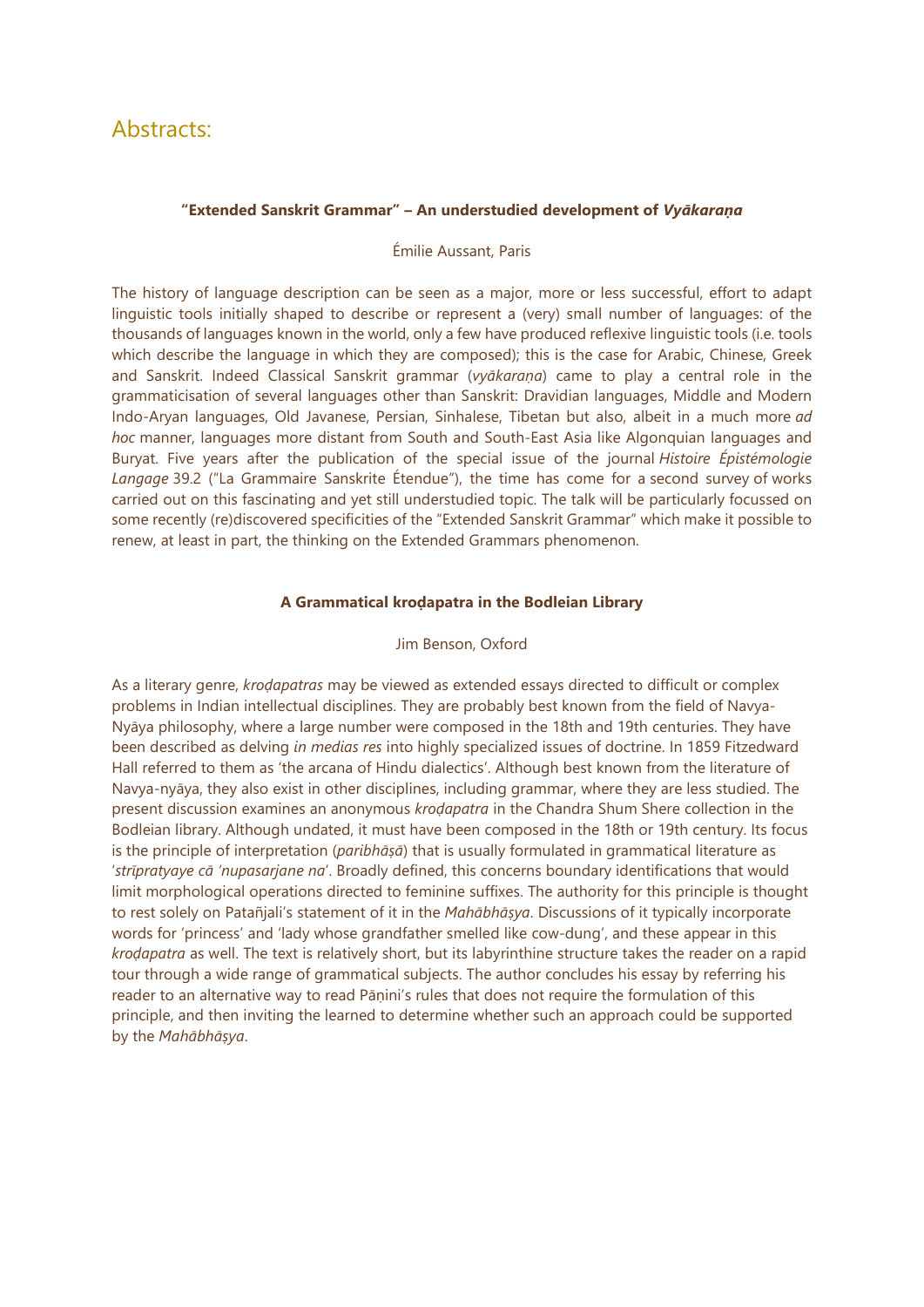# Abstracts:

### **"Extended Sanskrit Grammar" – An understudied development of *Vyākaraṇa***

Émilie Aussant, Paris

The history of language description can be seen as a major, more or less successful, effort to adapt linguistic tools initially shaped to describe or represent a (very) small number of languages: of the thousands of languages known in the world, only a few have produced reflexive linguistic tools (i.e. tools which describe the language in which they are composed); this is the case for Arabic, Chinese, Greek and Sanskrit. Indeed Classical Sanskrit grammar (*vyākaraṇa*) came to play a central role in the grammaticisation of several languages other than Sanskrit: Dravidian languages, Middle and Modern Indo-Aryan languages, Old Javanese, Persian, Sinhalese, Tibetan but also, albeit in a much more *ad hoc* manner, languages more distant from South and South-East Asia like Algonquian languages and Buryat. Five years after the publication of the special issue of the journal *Histoire Épistémologie Langage* 39.2 ("La Grammaire Sanskrite Étendue"), the time has come for a second survey of works carried out on this fascinating and yet still understudied topic. The talk will be particularly focussed on some recently (re)discovered specificities of the "Extended Sanskrit Grammar" which make it possible to renew, at least in part, the thinking on the Extended Grammars phenomenon.

### **A Grammatical kroḍapatra in the Bodleian Library**

Jim Benson, Oxford

As a literary genre, *kroḍapatras* may be viewed as extended essays directed to difficult or complex problems in Indian intellectual disciplines. They are probably best known from the field of Navya-Nyāya philosophy, where a large number were composed in the 18th and 19th centuries. They have been described as delving *in medias res* into highly specialized issues of doctrine. In 1859 Fitzedward Hall referred to them as 'the arcana of Hindu dialectics'. Although best known from the literature of Navya-nyāya, they also exist in other disciplines, including grammar, where they are less studied. The present discussion examines an anonymous *kroḍapatra* in the Chandra Shum Shere collection in the Bodleian library. Although undated, it must have been composed in the 18th or 19th century. Its focus is the principle of interpretation (*paribhāṣā*) that is usually formulated in grammatical literature as '*strīpratyaye cā 'nupasarjane na*'. Broadly defined, this concerns boundary identifications that would limit morphological operations directed to feminine suffixes. The authority for this principle is thought to rest solely on Patañjali's statement of it in the *Mahābhāṣya*. Discussions of it typically incorporate words for 'princess' and 'lady whose grandfather smelled like cow-dung', and these appear in this *kroḍapatra* as well. The text is relatively short, but its labyrinthine structure takes the reader on a rapid tour through a wide range of grammatical subjects. The author concludes his essay by referring his reader to an alternative way to read Pāṇini's rules that does not require the formulation of this principle, and then inviting the learned to determine whether such an approach could be supported by the *Mahābhāṣya*.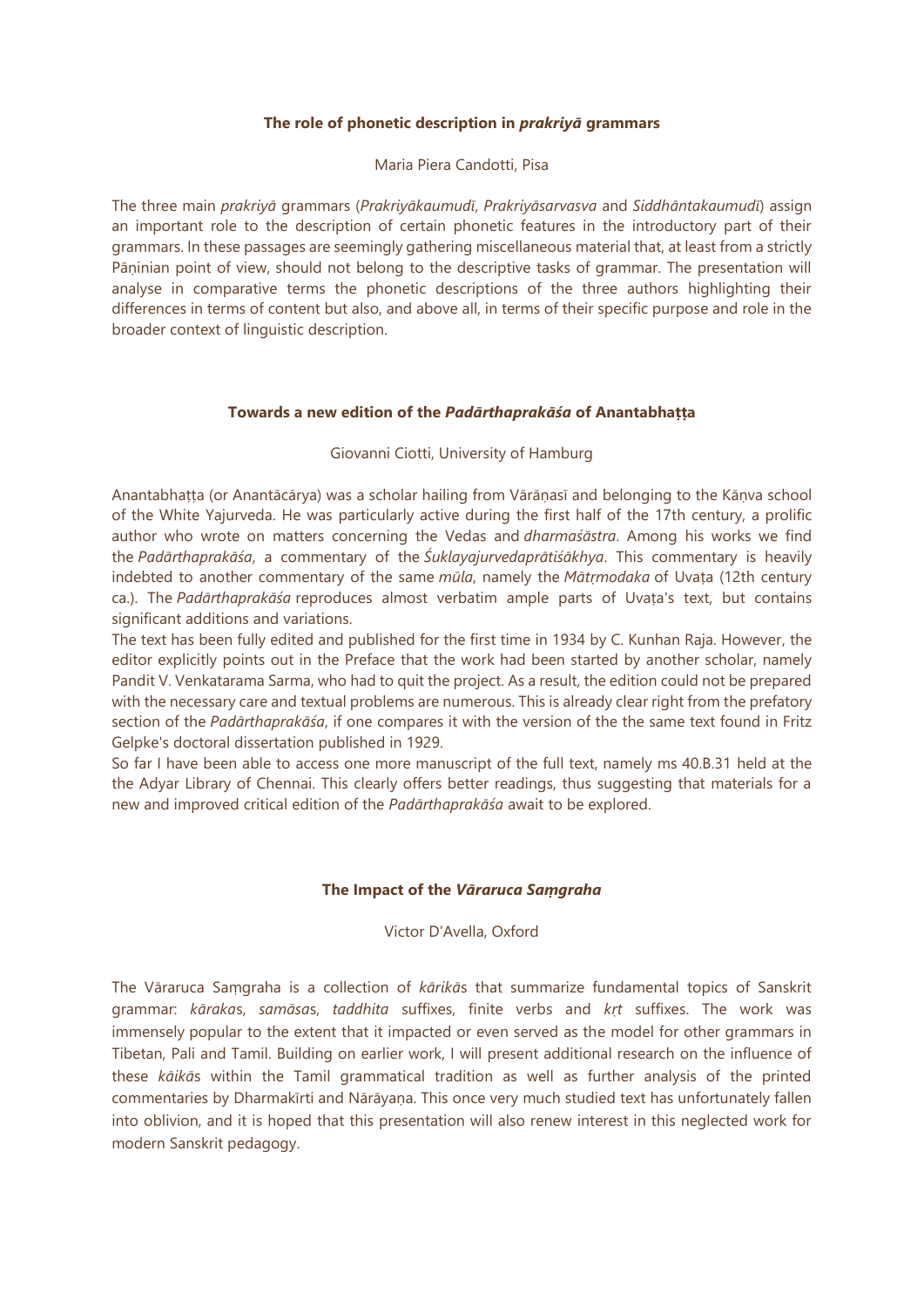### The role of phonetic description in *prakriyā* grammars

Maria Piera Candotti, Pisa

The three main *prakriyā* grammars (*Prakriyākaumudī*, *Prakriyāsarvasva* and *Siddhāntakaumudī*) assign an important role to the description of certain phonetic features in the introductory part of their grammars. In these passages are seemingly gathering miscellaneous material that, at least from a strictly Pāṇinian point of view, should not belong to the descriptive tasks of grammar. The presentation will analyse in comparative terms the phonetic descriptions of the three authors highlighting their differences in terms of content but also, and above all, in terms of their specific purpose and role in the broader context of linguistic description.

### Towards a new edition of the *Padārthaprakāśa* of Anantabhaṭṭa

Giovanni Ciotti, University of Hamburg

Anantabhaṭṭa (or Anantācārya) was a scholar hailing from Vārāṇasī and belonging to the Kāṇva school of the White Yajurveda. He was particularly active during the first half of the 17th century, a prolific author who wrote on matters concerning the Vedas and *dharmaśāstra*. Among his works we find the *Padārthaprakāśa*, a commentary of the *Śuklayajurvedaprātiśākhya*. This commentary is heavily indebted to another commentary of the same *mūla*, namely the *Mātṛmodaka* of Uvaṭa (12th century ca.). The *Padārthaprakāśa* reproduces almost verbatim ample parts of Uvaṭa's text, but contains significant additions and variations.

The text has been fully edited and published for the first time in 1934 by C. Kunhan Raja. However, the editor explicitly points out in the Preface that the work had been started by another scholar, namely Pandit V. Venkatarama Sarma, who had to quit the project. As a result, the edition could not be prepared with the necessary care and textual problems are numerous. This is already clear right from the prefatory section of the *Padārthaprakāśa*, if one compares it with the version of the the same text found in Fritz Gelpke's doctoral dissertation published in 1929.

So far I have been able to access one more manuscript of the full text, namely ms 40.B.31 held at the the Adyar Library of Chennai. This clearly offers better readings, thus suggesting that materials for a new and improved critical edition of the *Padārthaprakāśa* await to be explored.

### The Impact of the *Vāraruca Saṃgraha*

Victor D'Avella, Oxford

The Vāraruca Saṃgraha is a collection of *kārikā*s that summarize fundamental topics of Sanskrit grammar: *kāraka*s, *samāsa*s, *taddhita* suffixes, finite verbs and *kṛt* suffixes. The work was immensely popular to the extent that it impacted or even served as the model for other grammars in Tibetan, Pali and Tamil. Building on earlier work, I will present additional research on the influence of these *kāikā*s within the Tamil grammatical tradition as well as further analysis of the printed commentaries by Dharmakīrti and Nārāyaṇa. This once very much studied text has unfortunately fallen into oblivion, and it is hoped that this presentation will also renew interest in this neglected work for modern Sanskrit pedagogy.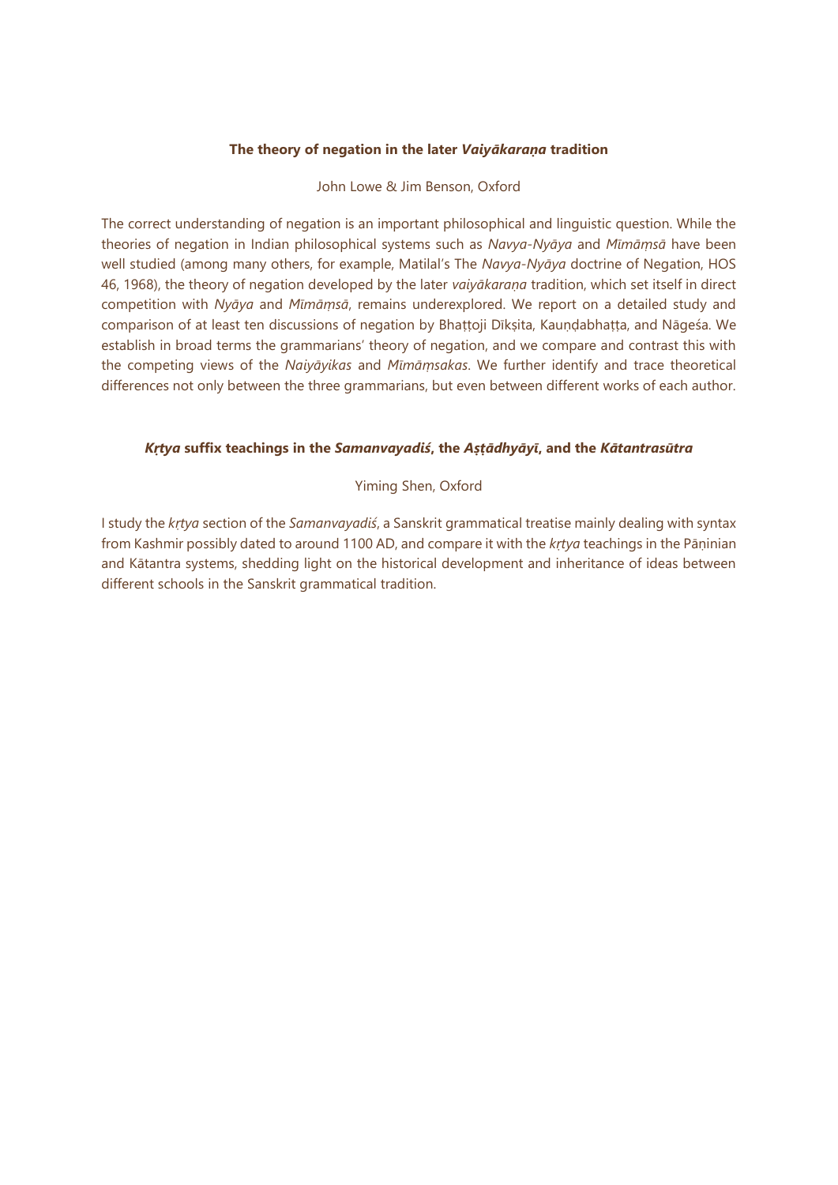**The theory of negation in the later *Vaiyākaraṇa* tradition**

John Lowe & Jim Benson, Oxford

The correct understanding of negation is an important philosophical and linguistic question. While the theories of negation in Indian philosophical systems such as *Navya-Nyāya* and *Mīmāṃsā* have been well studied (among many others, for example, Matilal's The *Navya-Nyāya* doctrine of Negation, HOS 46, 1968), the theory of negation developed by the later *vaiyākaraṇa* tradition, which set itself in direct competition with *Nyāya* and *Mīmāṃsā*, remains underexplored. We report on a detailed study and comparison of at least ten discussions of negation by Bhaṭṭoji Dīkṣita, Kauṇḍabhaṭṭa, and Nāgeśa. We establish in broad terms the grammarians' theory of negation, and we compare and contrast this with the competing views of the *Naiyāyikas* and *Mīmāṃsakas*. We further identify and trace theoretical differences not only between the three grammarians, but even between different works of each author.

***Kṛtya* suffix teachings in the *Samanvayadiś*, the *Aṣṭādhyāyī*, and the *Kātantrasūtra***

Yiming Shen, Oxford

I study the *kṛtya* section of the *Samanvayadiś*, a Sanskrit grammatical treatise mainly dealing with syntax from Kashmir possibly dated to around 1100 AD, and compare it with the *kṛtya* teachings in the Pāṇinian and Kātantra systems, shedding light on the historical development and inheritance of ideas between different schools in the Sanskrit grammatical tradition.